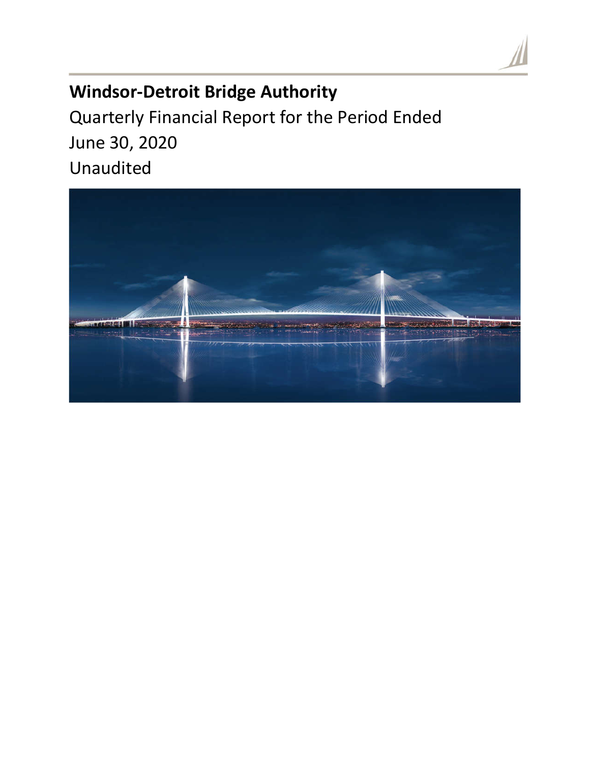# Windsor-Detroit Bridge Authority

Quarterly Financial Report for the Period Ended

June 30, 2020

Unaudited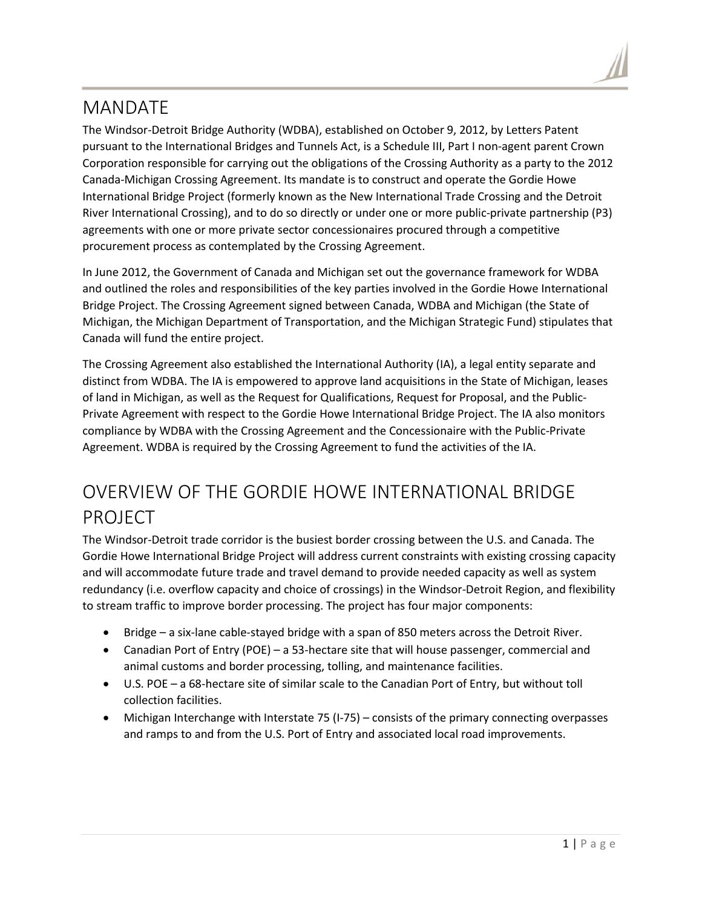# MANDATE

The Windsor-Detroit Bridge Authority (WDBA), established on October 9, 2012, by Letters Patent pursuant to the International Bridges and Tunnels Act, is a Schedule III, Part I non-agent parent Crown Corporation responsible for carrying out the obligations of the Crossing Authority as a party to the 2012 Canada-Michigan Crossing Agreement. Its mandate is to construct and operate the Gordie Howe International Bridge Project (formerly known as the New International Trade Crossing and the Detroit River International Crossing), and to do so directly or under one or more public-private partnership (P3) agreements with one or more private sector concessionaires procured through a competitive procurement process as contemplated by the Crossing Agreement.

In June 2012, the Government of Canada and Michigan set out the governance framework for WDBA and outlined the roles and responsibilities of the key parties involved in the Gordie Howe International Bridge Project. The Crossing Agreement signed between Canada, WDBA and Michigan (the State of Michigan, the Michigan Department of Transportation, and the Michigan Strategic Fund) stipulates that Canada will fund the entire project.

The Crossing Agreement also established the International Authority (IA), a legal entity separate and distinct from WDBA. The IA is empowered to approve land acquisitions in the State of Michigan, leases of land in Michigan, as well as the Request for Qualifications, Request for Proposal, and the Public-Private Agreement with respect to the Gordie Howe International Bridge Project. The IA also monitors compliance by WDBA with the Crossing Agreement and the Concessionaire with the Public-Private Agreement. WDBA is required by the Crossing Agreement to fund the activities of the IA.

# OVERVIEW OF THE GORDIE HOWE INTERNATIONAL BRIDGE PROJECT

The Windsor-Detroit trade corridor is the busiest border crossing between the U.S. and Canada. The Gordie Howe International Bridge Project will address current constraints with existing crossing capacity and will accommodate future trade and travel demand to provide needed capacity as well as system redundancy (i.e. overflow capacity and choice of crossings) in the Windsor-Detroit Region, and flexibility to stream traffic to improve border processing. The project has four major components:

- Bridge – a six-lane cable-stayed bridge with a span of 850 meters across the Detroit River.
- Canadian Port of Entry (POE) – a 53-hectare site that will house passenger, commercial and animal customs and border processing, tolling, and maintenance facilities.
- U.S. POE – a 68-hectare site of similar scale to the Canadian Port of Entry, but without toll collection facilities.
- Michigan Interchange with Interstate 75 (I-75) – consists of the primary connecting overpasses and ramps to and from the U.S. Port of Entry and associated local road improvements.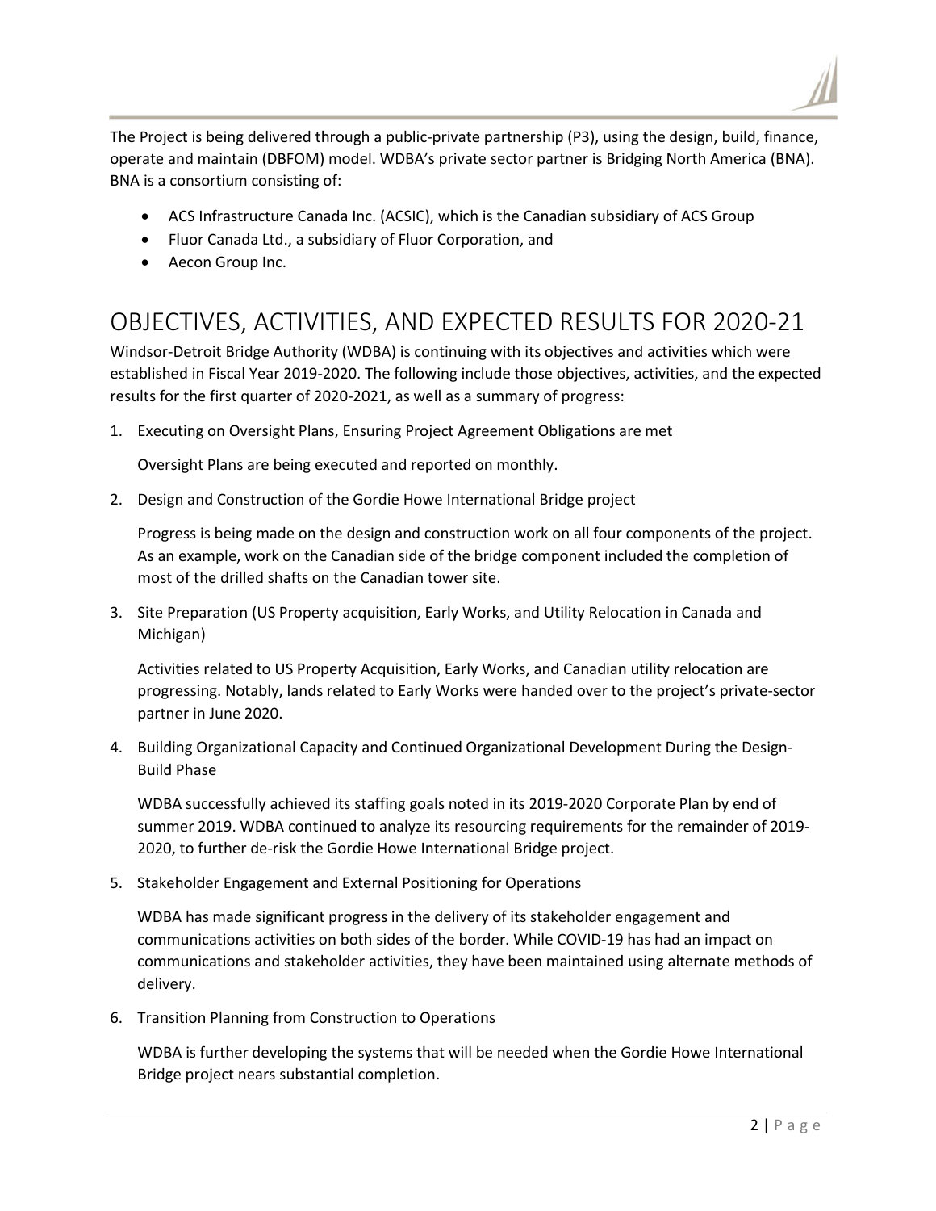The Project is being delivered through a public-private partnership (P3), using the design, build, finance, operate and maintain (DBFOM) model. WDBA's private sector partner is Bridging North America (BNA). BNA is a consortium consisting of:

- ACS Infrastructure Canada Inc. (ACSIC), which is the Canadian subsidiary of ACS Group
- Fluor Canada Ltd., a subsidiary of Fluor Corporation, and
- Aecon Group Inc.

# OBJECTIVES, ACTIVITIES, AND EXPECTED RESULTS FOR 2020-21

Windsor-Detroit Bridge Authority (WDBA) is continuing with its objectives and activities which were established in Fiscal Year 2019-2020. The following include those objectives, activities, and the expected results for the first quarter of 2020-2021, as well as a summary of progress:

1. Executing on Oversight Plans, Ensuring Project Agreement Obligations are met

   Oversight Plans are being executed and reported on monthly.

2. Design and Construction of the Gordie Howe International Bridge project

   Progress is being made on the design and construction work on all four components of the project. As an example, work on the Canadian side of the bridge component included the completion of most of the drilled shafts on the Canadian tower site.

3. Site Preparation (US Property acquisition, Early Works, and Utility Relocation in Canada and Michigan)

   Activities related to US Property Acquisition, Early Works, and Canadian utility relocation are progressing. Notably, lands related to Early Works were handed over to the project's private-sector partner in June 2020.

4. Building Organizational Capacity and Continued Organizational Development During the Design-Build Phase

   WDBA successfully achieved its staffing goals noted in its 2019-2020 Corporate Plan by end of summer 2019. WDBA continued to analyze its resourcing requirements for the remainder of 2019-2020, to further de-risk the Gordie Howe International Bridge project.

5. Stakeholder Engagement and External Positioning for Operations

   WDBA has made significant progress in the delivery of its stakeholder engagement and communications activities on both sides of the border. While COVID-19 has had an impact on communications and stakeholder activities, they have been maintained using alternate methods of delivery.

6. Transition Planning from Construction to Operations

   WDBA is further developing the systems that will be needed when the Gordie Howe International Bridge project nears substantial completion.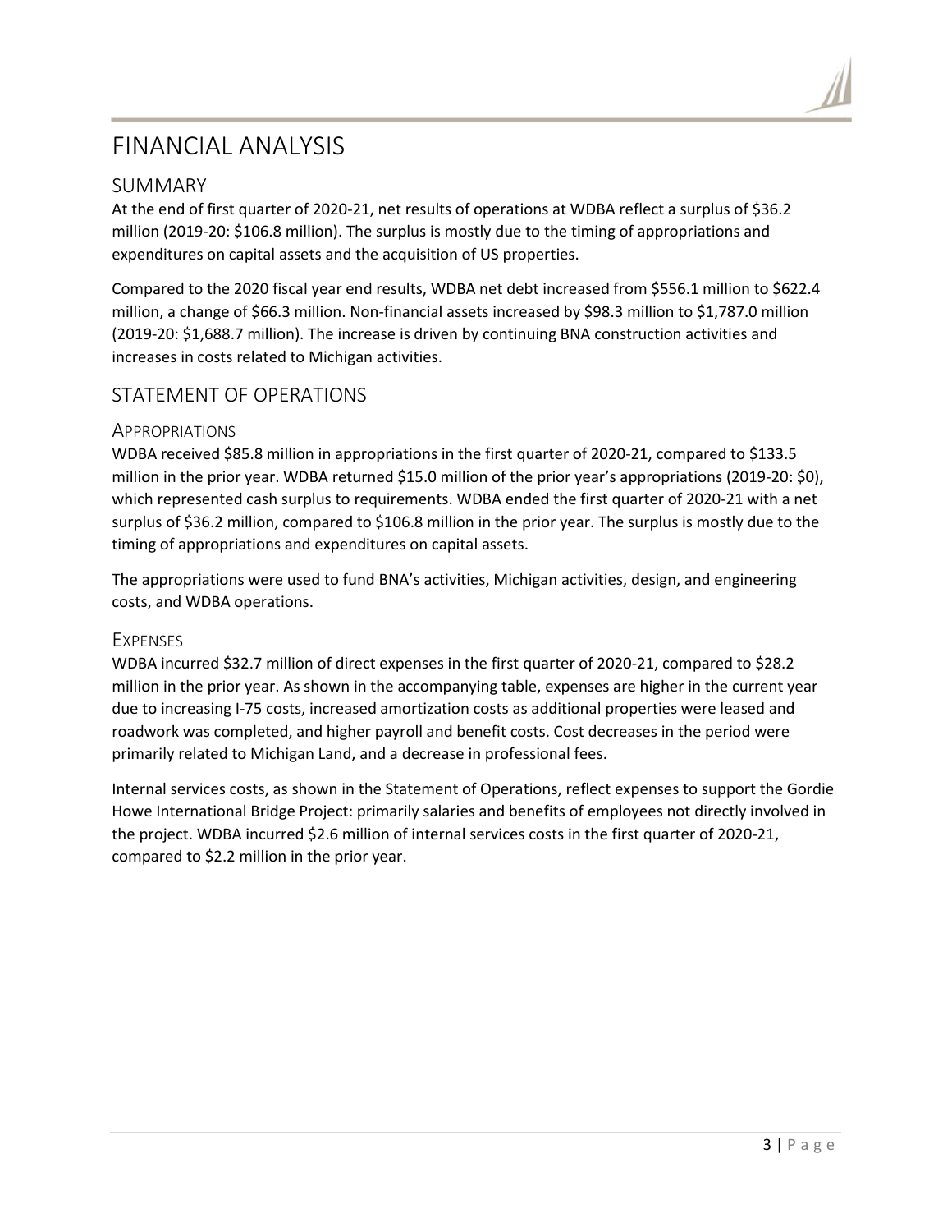# FINANCIAL ANALYSIS

## SUMMARY

At the end of first quarter of 2020-21, net results of operations at WDBA reflect a surplus of $36.2 million (2019-20: $106.8 million). The surplus is mostly due to the timing of appropriations and expenditures on capital assets and the acquisition of US properties.

Compared to the 2020 fiscal year end results, WDBA net debt increased from $556.1 million to $622.4 million, a change of $66.3 million. Non-financial assets increased by $98.3 million to $1,787.0 million (2019-20: $1,688.7 million). The increase is driven by continuing BNA construction activities and increases in costs related to Michigan activities.

## STATEMENT OF OPERATIONS

### APPROPRIATIONS

WDBA received $85.8 million in appropriations in the first quarter of 2020-21, compared to $133.5 million in the prior year. WDBA returned $15.0 million of the prior year's appropriations (2019-20: $0), which represented cash surplus to requirements. WDBA ended the first quarter of 2020-21 with a net surplus of $36.2 million, compared to $106.8 million in the prior year. The surplus is mostly due to the timing of appropriations and expenditures on capital assets.

The appropriations were used to fund BNA's activities, Michigan activities, design, and engineering costs, and WDBA operations.

### EXPENSES

WDBA incurred $32.7 million of direct expenses in the first quarter of 2020-21, compared to $28.2 million in the prior year. As shown in the accompanying table, expenses are higher in the current year due to increasing I-75 costs, increased amortization costs as additional properties were leased and roadwork was completed, and higher payroll and benefit costs. Cost decreases in the period were primarily related to Michigan Land, and a decrease in professional fees.

Internal services costs, as shown in the Statement of Operations, reflect expenses to support the Gordie Howe International Bridge Project: primarily salaries and benefits of employees not directly involved in the project. WDBA incurred $2.6 million of internal services costs in the first quarter of 2020-21, compared to $2.2 million in the prior year.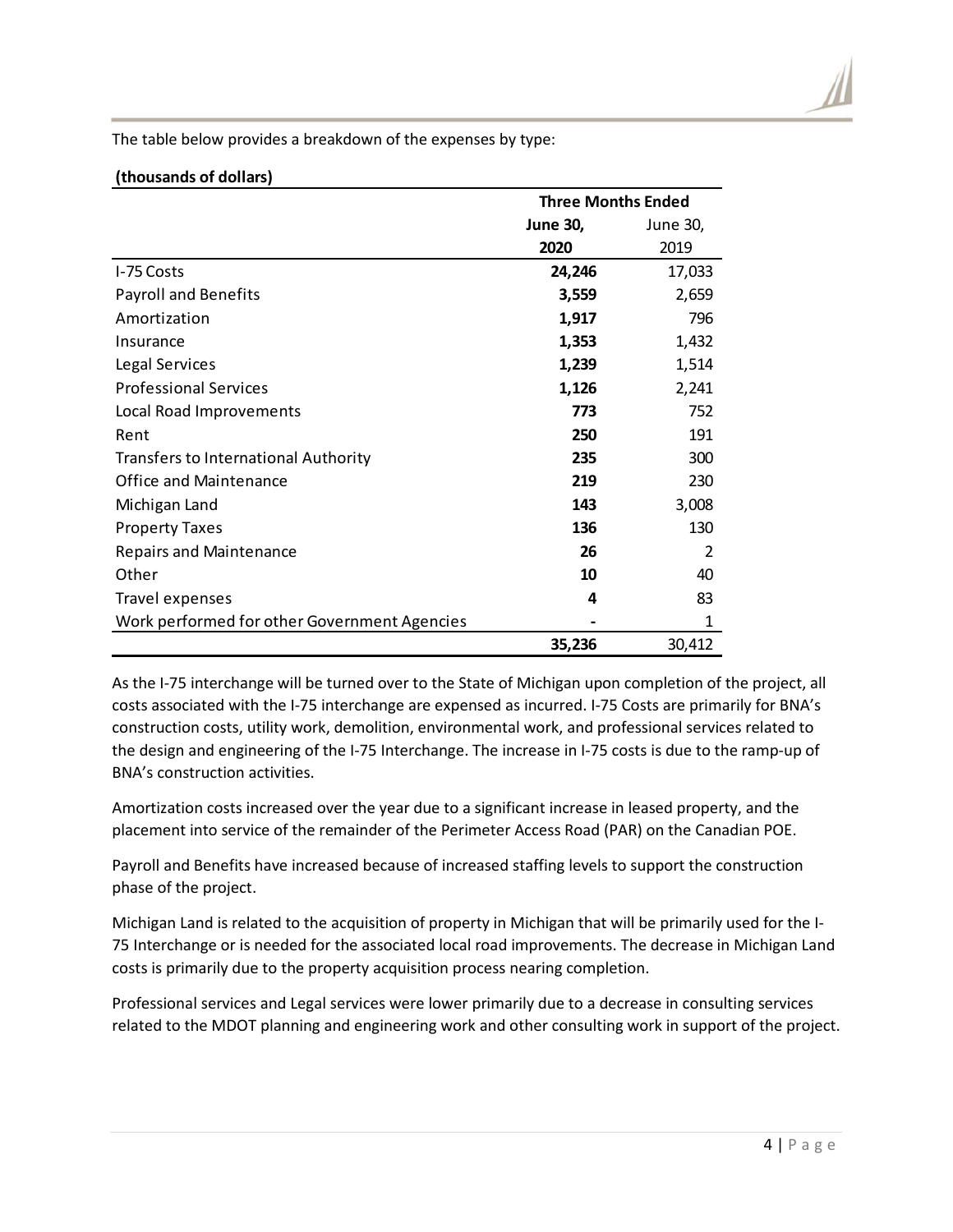The table below provides a breakdown of the expenses by type:

**(thousands of dollars)**

| | **Three Months Ended** | |
|---|---|---|
| | **June 30, 2020** | June 30, 2019 |
| I-75 Costs | **24,246** | 17,033 |
| Payroll and Benefits | **3,559** | 2,659 |
| Amortization | **1,917** | 796 |
| Insurance | **1,353** | 1,432 |
| Legal Services | **1,239** | 1,514 |
| Professional Services | **1,126** | 2,241 |
| Local Road Improvements | **773** | 752 |
| Rent | **250** | 191 |
| Transfers to International Authority | **235** | 300 |
| Office and Maintenance | **219** | 230 |
| Michigan Land | **143** | 3,008 |
| Property Taxes | **136** | 130 |
| Repairs and Maintenance | **26** | 2 |
| Other | **10** | 40 |
| Travel expenses | **4** | 83 |
| Work performed for other Government Agencies | **-** | 1 |
| | **35,236** | 30,412 |

As the I-75 interchange will be turned over to the State of Michigan upon completion of the project, all costs associated with the I-75 interchange are expensed as incurred. I-75 Costs are primarily for BNA's construction costs, utility work, demolition, environmental work, and professional services related to the design and engineering of the I-75 Interchange. The increase in I-75 costs is due to the ramp-up of BNA's construction activities.

Amortization costs increased over the year due to a significant increase in leased property, and the placement into service of the remainder of the Perimeter Access Road (PAR) on the Canadian POE.

Payroll and Benefits have increased because of increased staffing levels to support the construction phase of the project.

Michigan Land is related to the acquisition of property in Michigan that will be primarily used for the I-75 Interchange or is needed for the associated local road improvements. The decrease in Michigan Land costs is primarily due to the property acquisition process nearing completion.

Professional services and Legal services were lower primarily due to a decrease in consulting services related to the MDOT planning and engineering work and other consulting work in support of the project.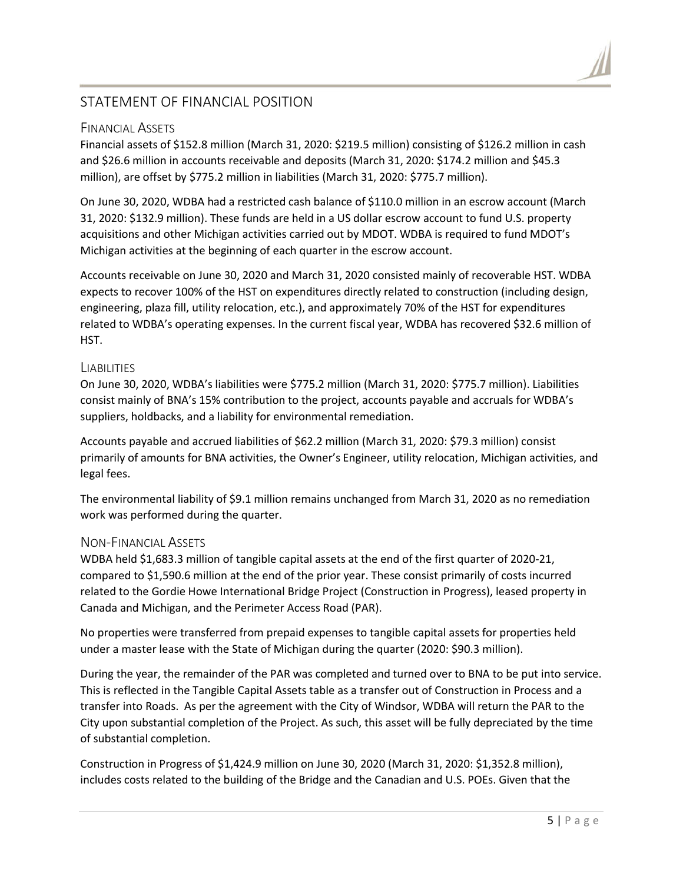## STATEMENT OF FINANCIAL POSITION

### FINANCIAL ASSETS

Financial assets of $152.8 million (March 31, 2020: $219.5 million) consisting of $126.2 million in cash and $26.6 million in accounts receivable and deposits (March 31, 2020: $174.2 million and $45.3 million), are offset by $775.2 million in liabilities (March 31, 2020: $775.7 million).

On June 30, 2020, WDBA had a restricted cash balance of $110.0 million in an escrow account (March 31, 2020: $132.9 million). These funds are held in a US dollar escrow account to fund U.S. property acquisitions and other Michigan activities carried out by MDOT. WDBA is required to fund MDOT's Michigan activities at the beginning of each quarter in the escrow account.

Accounts receivable on June 30, 2020 and March 31, 2020 consisted mainly of recoverable HST. WDBA expects to recover 100% of the HST on expenditures directly related to construction (including design, engineering, plaza fill, utility relocation, etc.), and approximately 70% of the HST for expenditures related to WDBA's operating expenses. In the current fiscal year, WDBA has recovered $32.6 million of HST.

### LIABILITIES

On June 30, 2020, WDBA's liabilities were $775.2 million (March 31, 2020: $775.7 million). Liabilities consist mainly of BNA's 15% contribution to the project, accounts payable and accruals for WDBA's suppliers, holdbacks, and a liability for environmental remediation.

Accounts payable and accrued liabilities of $62.2 million (March 31, 2020: $79.3 million) consist primarily of amounts for BNA activities, the Owner's Engineer, utility relocation, Michigan activities, and legal fees.

The environmental liability of $9.1 million remains unchanged from March 31, 2020 as no remediation work was performed during the quarter.

### NON-FINANCIAL ASSETS

WDBA held $1,683.3 million of tangible capital assets at the end of the first quarter of 2020-21, compared to $1,590.6 million at the end of the prior year. These consist primarily of costs incurred related to the Gordie Howe International Bridge Project (Construction in Progress), leased property in Canada and Michigan, and the Perimeter Access Road (PAR).

No properties were transferred from prepaid expenses to tangible capital assets for properties held under a master lease with the State of Michigan during the quarter (2020: $90.3 million).

During the year, the remainder of the PAR was completed and turned over to BNA to be put into service. This is reflected in the Tangible Capital Assets table as a transfer out of Construction in Process and a transfer into Roads. As per the agreement with the City of Windsor, WDBA will return the PAR to the City upon substantial completion of the Project. As such, this asset will be fully depreciated by the time of substantial completion.

Construction in Progress of $1,424.9 million on June 30, 2020 (March 31, 2020: $1,352.8 million), includes costs related to the building of the Bridge and the Canadian and U.S. POEs. Given that the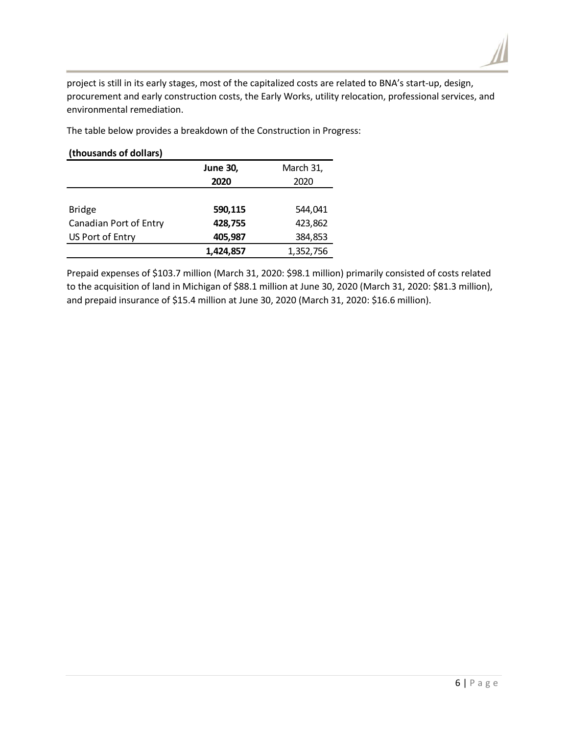project is still in its early stages, most of the capitalized costs are related to BNA's start-up, design, procurement and early construction costs, the Early Works, utility relocation, professional services, and environmental remediation.

The table below provides a breakdown of the Construction in Progress:

**(thousands of dollars)**

| | **June 30, 2020** | March 31, 2020 |
|---|---|---|
| Bridge | **590,115** | 544,041 |
| Canadian Port of Entry | **428,755** | 423,862 |
| US Port of Entry | **405,987** | 384,853 |
| | **1,424,857** | 1,352,756 |

Prepaid expenses of $103.7 million (March 31, 2020: $98.1 million) primarily consisted of costs related to the acquisition of land in Michigan of $88.1 million at June 30, 2020 (March 31, 2020: $81.3 million), and prepaid insurance of $15.4 million at June 30, 2020 (March 31, 2020: $16.6 million).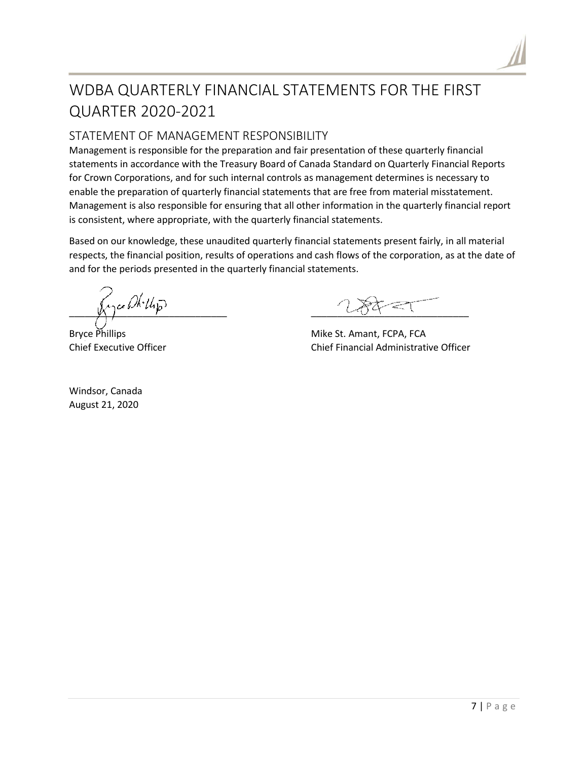# WDBA QUARTERLY FINANCIAL STATEMENTS FOR THE FIRST QUARTER 2020-2021

## STATEMENT OF MANAGEMENT RESPONSIBILITY

Management is responsible for the preparation and fair presentation of these quarterly financial statements in accordance with the Treasury Board of Canada Standard on Quarterly Financial Reports for Crown Corporations, and for such internal controls as management determines is necessary to enable the preparation of quarterly financial statements that are free from material misstatement. Management is also responsible for ensuring that all other information in the quarterly financial report is consistent, where appropriate, with the quarterly financial statements.

Based on our knowledge, these unaudited quarterly financial statements present fairly, in all material respects, the financial position, results of operations and cash flows of the corporation, as at the date of and for the periods presented in the quarterly financial statements.

Bryce Phillips
Chief Executive Officer

Mike St. Amant, FCPA, FCA
Chief Financial Administrative Officer

Windsor, Canada
August 21, 2020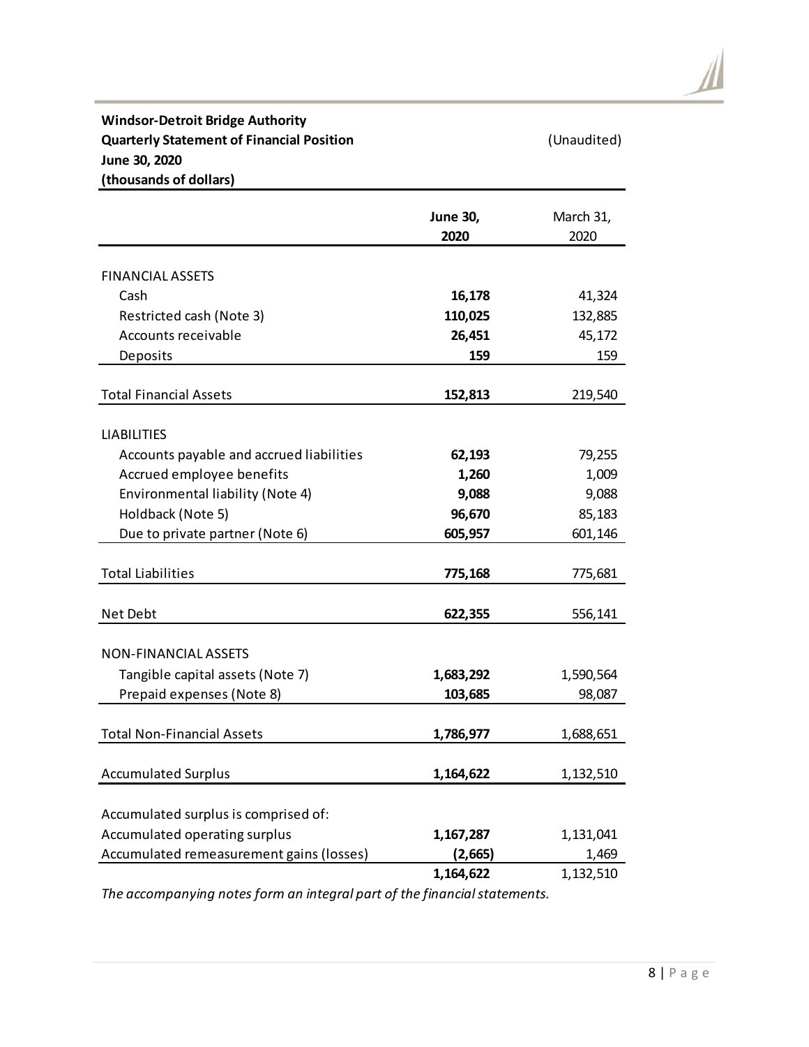**Windsor-Detroit Bridge Authority**
**Quarterly Statement of Financial Position**
**June 30, 2020**
**(thousands of dollars)**

(Unaudited)

| | **June 30, 2020** | March 31, 2020 |
|---|---|---|
| FINANCIAL ASSETS | | |
| Cash | **16,178** | 41,324 |
| Restricted cash (Note 3) | **110,025** | 132,885 |
| Accounts receivable | **26,451** | 45,172 |
| Deposits | **159** | 159 |
| Total Financial Assets | **152,813** | 219,540 |
| LIABILITIES | | |
| Accounts payable and accrued liabilities | **62,193** | 79,255 |
| Accrued employee benefits | **1,260** | 1,009 |
| Environmental liability (Note 4) | **9,088** | 9,088 |
| Holdback (Note 5) | **96,670** | 85,183 |
| Due to private partner (Note 6) | **605,957** | 601,146 |
| Total Liabilities | **775,168** | 775,681 |
| Net Debt | **622,355** | 556,141 |
| NON-FINANCIAL ASSETS | | |
| Tangible capital assets (Note 7) | **1,683,292** | 1,590,564 |
| Prepaid expenses (Note 8) | **103,685** | 98,087 |
| Total Non-Financial Assets | **1,786,977** | 1,688,651 |
| Accumulated Surplus | **1,164,622** | 1,132,510 |
| Accumulated surplus is comprised of: | | |
| Accumulated operating surplus | **1,167,287** | 1,131,041 |
| Accumulated remeasurement gains (losses) | **(2,665)** | 1,469 |
| | **1,164,622** | 1,132,510 |

*The accompanying notes form an integral part of the financial statements.*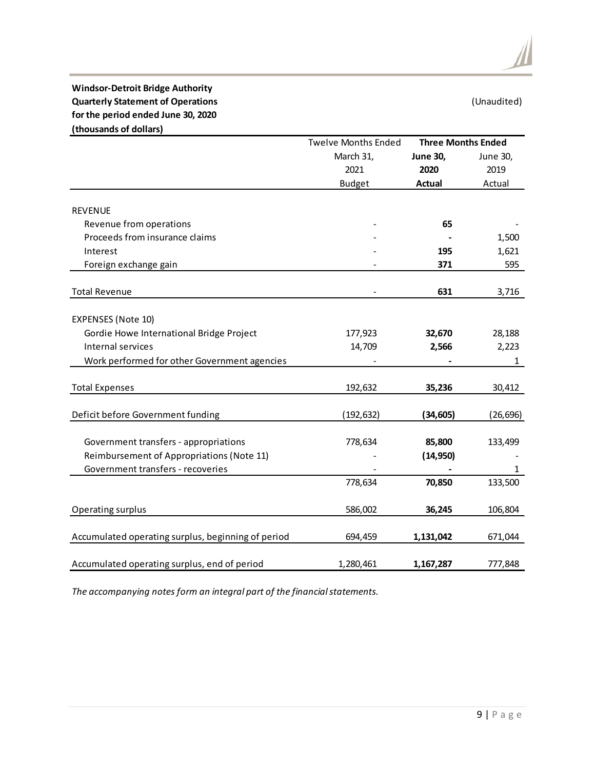**Windsor-Detroit Bridge Authority**
**Quarterly Statement of Operations**
**for the period ended June 30, 2020**
**(thousands of dollars)**

(Unaudited)

| | Twelve Months Ended March 31, 2021 Budget | **Three Months Ended June 30, 2020 Actual** | Three Months Ended June 30, 2019 Actual |
|---|---|---|---|
| REVENUE | | | |
| Revenue from operations | - | **65** | - |
| Proceeds from insurance claims | - | **-** | 1,500 |
| Interest | - | **195** | 1,621 |
| Foreign exchange gain | - | **371** | 595 |
| Total Revenue | - | **631** | 3,716 |
| EXPENSES (Note 10) | | | |
| Gordie Howe International Bridge Project | 177,923 | **32,670** | 28,188 |
| Internal services | 14,709 | **2,566** | 2,223 |
| Work performed for other Government agencies | - | **-** | 1 |
| Total Expenses | 192,632 | **35,236** | 30,412 |
| Deficit before Government funding | (192,632) | **(34,605)** | (26,696) |
| Government transfers - appropriations | 778,634 | **85,800** | 133,499 |
| Reimbursement of Appropriations (Note 11) | - | **(14,950)** | - |
| Government transfers - recoveries | - | **-** | 1 |
| | 778,634 | **70,850** | 133,500 |
| Operating surplus | 586,002 | **36,245** | 106,804 |
| Accumulated operating surplus, beginning of period | 694,459 | **1,131,042** | 671,044 |
| Accumulated operating surplus, end of period | 1,280,461 | **1,167,287** | 777,848 |

*The accompanying notes form an integral part of the financial statements.*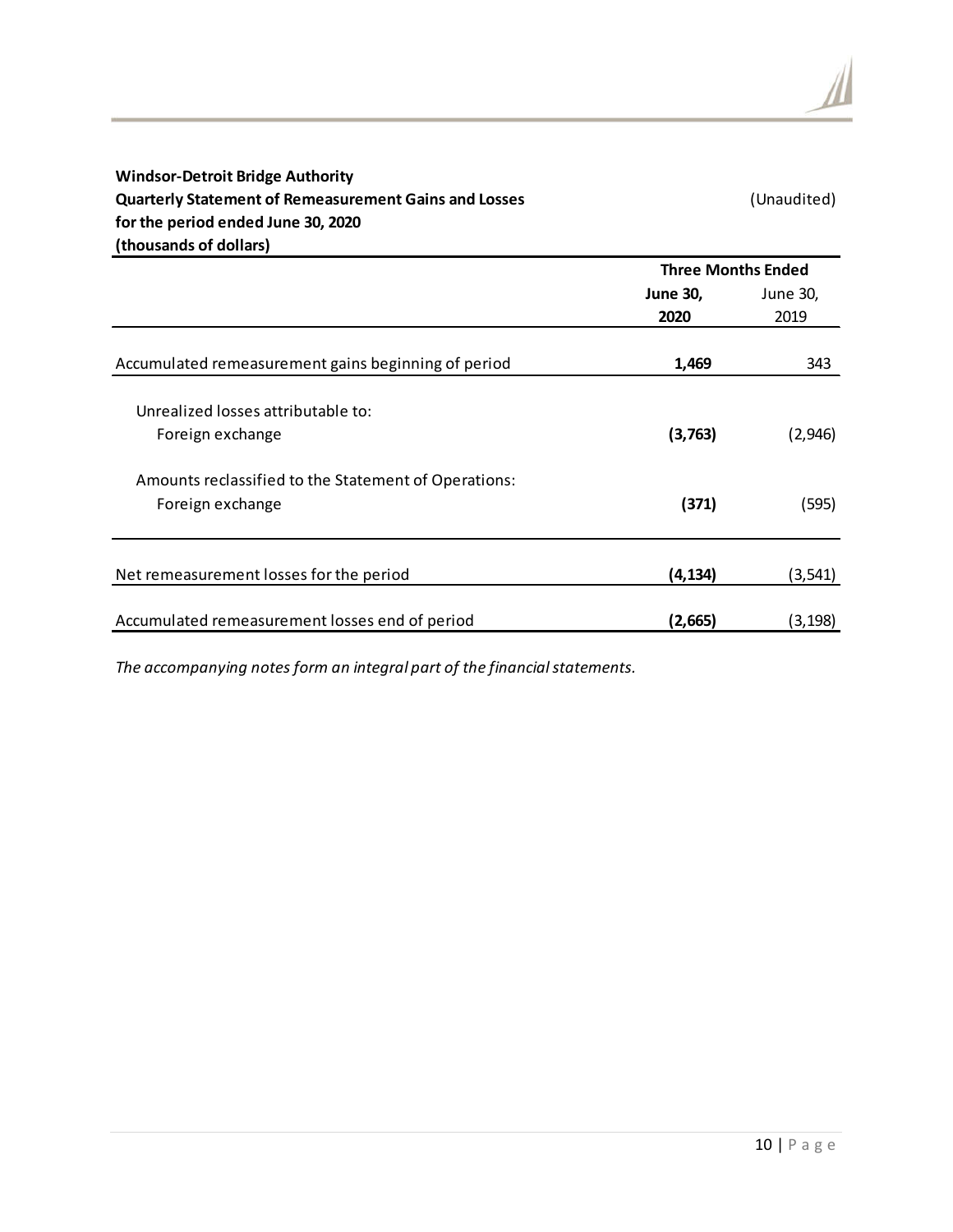**Windsor-Detroit Bridge Authority**
**Quarterly Statement of Remeasurement Gains and Losses**
**for the period ended June 30, 2020**
**(thousands of dollars)**

(Unaudited)

| | Three Months Ended | |
|---|---|---|
| | **June 30, 2020** | June 30, 2019 |
| Accumulated remeasurement gains beginning of period | **1,469** | 343 |
| Unrealized losses attributable to: | | |
| Foreign exchange | **(3,763)** | (2,946) |
| Amounts reclassified to the Statement of Operations: | | |
| Foreign exchange | **(371)** | (595) |
| Net remeasurement losses for the period | **(4,134)** | (3,541) |
| Accumulated remeasurement losses end of period | **(2,665)** | (3,198) |

*The accompanying notes form an integral part of the financial statements.*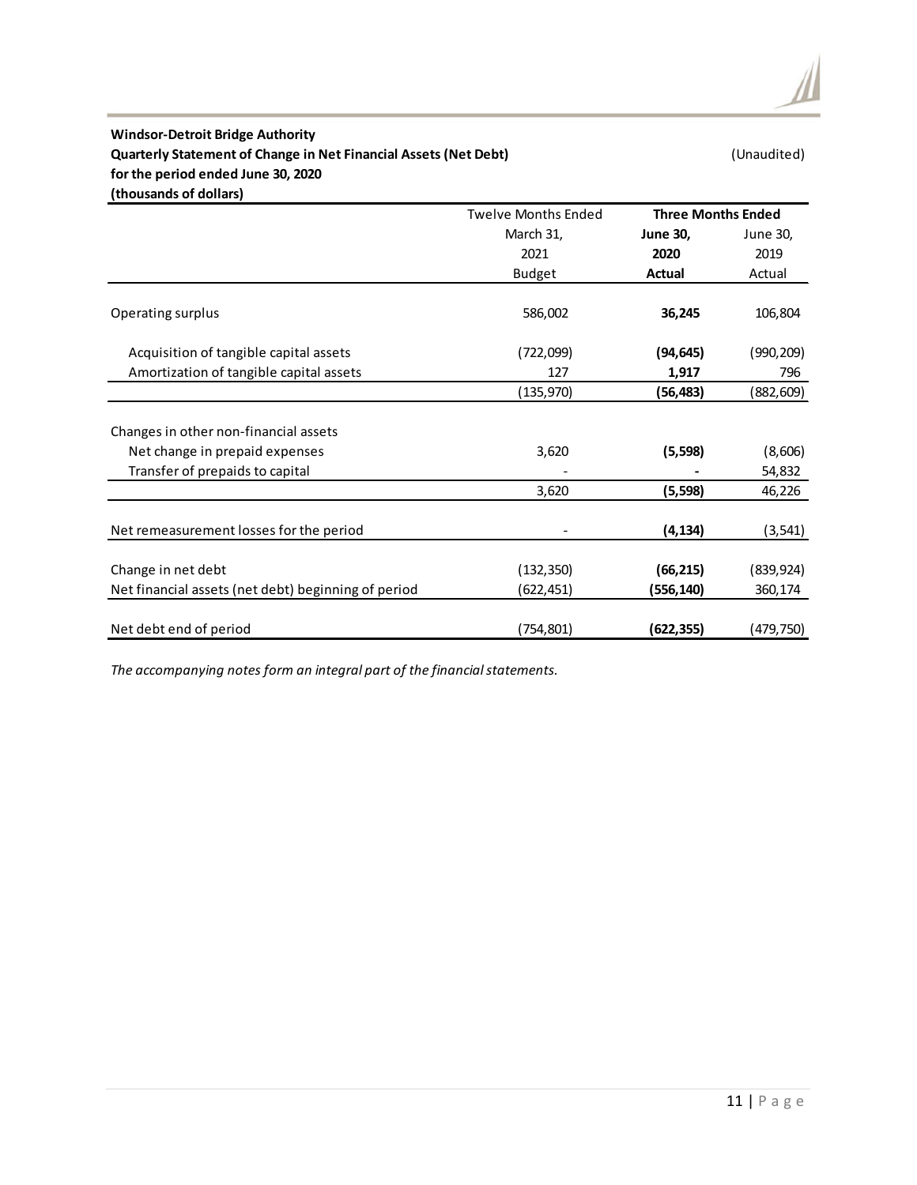**Windsor-Detroit Bridge Authority**
**Quarterly Statement of Change in Net Financial Assets (Net Debt)** (Unaudited)
**for the period ended June 30, 2020**
**(thousands of dollars)**

| | Twelve Months Ended | **Three Months Ended** | |
|---|---|---|---|
| | March 31, 2021 Budget | **June 30, 2020 Actual** | June 30, 2019 Actual |
| Operating surplus | 586,002 | **36,245** | 106,804 |
| Acquisition of tangible capital assets | (722,099) | **(94,645)** | (990,209) |
| Amortization of tangible capital assets | 127 | **1,917** | 796 |
| | (135,970) | **(56,483)** | (882,609) |
| Changes in other non-financial assets | | | |
| Net change in prepaid expenses | 3,620 | **(5,598)** | (8,606) |
| Transfer of prepaids to capital | - | **-** | 54,832 |
| | 3,620 | **(5,598)** | 46,226 |
| Net remeasurement losses for the period | - | **(4,134)** | (3,541) |
| Change in net debt | (132,350) | **(66,215)** | (839,924) |
| Net financial assets (net debt) beginning of period | (622,451) | **(556,140)** | 360,174 |
| Net debt end of period | (754,801) | **(622,355)** | (479,750) |

*The accompanying notes form an integral part of the financial statements.*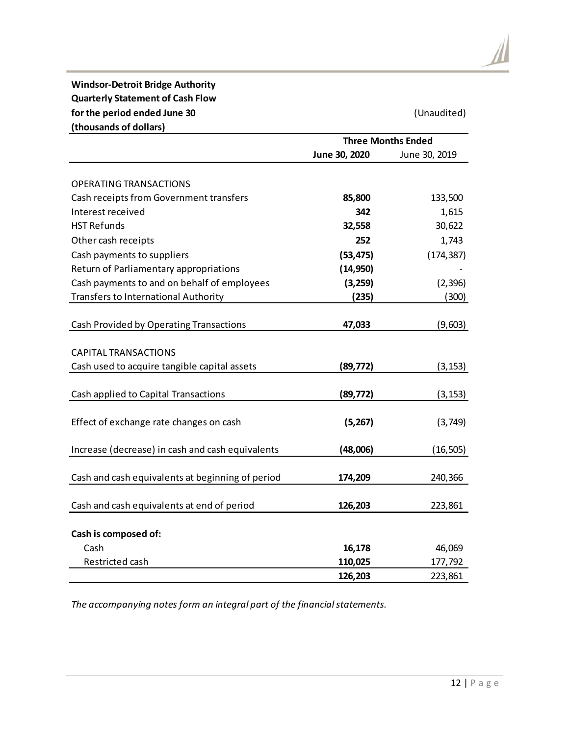**Windsor-Detroit Bridge Authority**
**Quarterly Statement of Cash Flow**
**for the period ended June 30**
**(thousands of dollars)**

(Unaudited)

| | Three Months Ended | |
|---|---|---|
| | **June 30, 2020** | June 30, 2019 |
| OPERATING TRANSACTIONS | | |
| Cash receipts from Government transfers | **85,800** | 133,500 |
| Interest received | **342** | 1,615 |
| HST Refunds | **32,558** | 30,622 |
| Other cash receipts | **252** | 1,743 |
| Cash payments to suppliers | **(53,475)** | (174,387) |
| Return of Parliamentary appropriations | **(14,950)** | - |
| Cash payments to and on behalf of employees | **(3,259)** | (2,396) |
| Transfers to International Authority | **(235)** | (300) |
| Cash Provided by Operating Transactions | **47,033** | (9,603) |
| CAPITAL TRANSACTIONS | | |
| Cash used to acquire tangible capital assets | **(89,772)** | (3,153) |
| Cash applied to Capital Transactions | **(89,772)** | (3,153) |
| Effect of exchange rate changes on cash | **(5,267)** | (3,749) |
| Increase (decrease) in cash and cash equivalents | **(48,006)** | (16,505) |
| Cash and cash equivalents at beginning of period | **174,209** | 240,366 |
| Cash and cash equivalents at end of period | **126,203** | 223,861 |
| **Cash is composed of:** | | |
| Cash | **16,178** | 46,069 |
| Restricted cash | **110,025** | 177,792 |
| | **126,203** | 223,861 |

*The accompanying notes form an integral part of the financial statements.*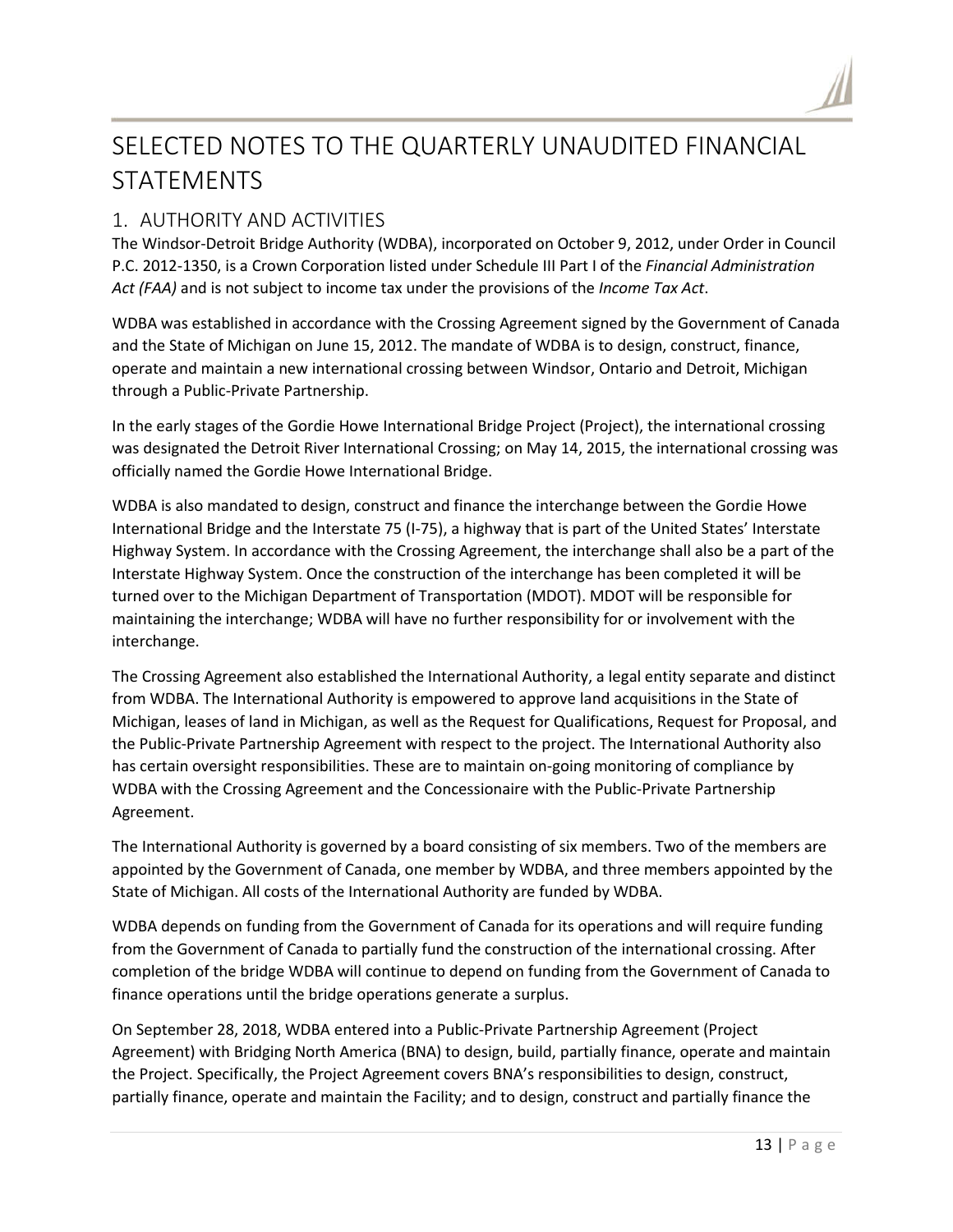# SELECTED NOTES TO THE QUARTERLY UNAUDITED FINANCIAL STATEMENTS

## 1. AUTHORITY AND ACTIVITIES

The Windsor-Detroit Bridge Authority (WDBA), incorporated on October 9, 2012, under Order in Council P.C. 2012-1350, is a Crown Corporation listed under Schedule III Part I of the *Financial Administration Act (FAA)* and is not subject to income tax under the provisions of the *Income Tax Act*.

WDBA was established in accordance with the Crossing Agreement signed by the Government of Canada and the State of Michigan on June 15, 2012. The mandate of WDBA is to design, construct, finance, operate and maintain a new international crossing between Windsor, Ontario and Detroit, Michigan through a Public-Private Partnership.

In the early stages of the Gordie Howe International Bridge Project (Project), the international crossing was designated the Detroit River International Crossing; on May 14, 2015, the international crossing was officially named the Gordie Howe International Bridge.

WDBA is also mandated to design, construct and finance the interchange between the Gordie Howe International Bridge and the Interstate 75 (I-75), a highway that is part of the United States' Interstate Highway System. In accordance with the Crossing Agreement, the interchange shall also be a part of the Interstate Highway System. Once the construction of the interchange has been completed it will be turned over to the Michigan Department of Transportation (MDOT). MDOT will be responsible for maintaining the interchange; WDBA will have no further responsibility for or involvement with the interchange.

The Crossing Agreement also established the International Authority, a legal entity separate and distinct from WDBA. The International Authority is empowered to approve land acquisitions in the State of Michigan, leases of land in Michigan, as well as the Request for Qualifications, Request for Proposal, and the Public-Private Partnership Agreement with respect to the project. The International Authority also has certain oversight responsibilities. These are to maintain on-going monitoring of compliance by WDBA with the Crossing Agreement and the Concessionaire with the Public-Private Partnership Agreement.

The International Authority is governed by a board consisting of six members. Two of the members are appointed by the Government of Canada, one member by WDBA, and three members appointed by the State of Michigan. All costs of the International Authority are funded by WDBA.

WDBA depends on funding from the Government of Canada for its operations and will require funding from the Government of Canada to partially fund the construction of the international crossing. After completion of the bridge WDBA will continue to depend on funding from the Government of Canada to finance operations until the bridge operations generate a surplus.

On September 28, 2018, WDBA entered into a Public-Private Partnership Agreement (Project Agreement) with Bridging North America (BNA) to design, build, partially finance, operate and maintain the Project. Specifically, the Project Agreement covers BNA's responsibilities to design, construct, partially finance, operate and maintain the Facility; and to design, construct and partially finance the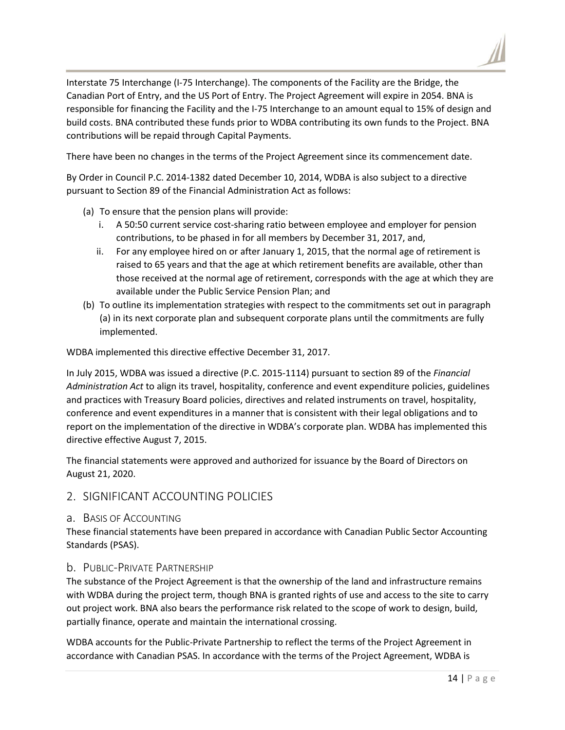Interstate 75 Interchange (I-75 Interchange). The components of the Facility are the Bridge, the Canadian Port of Entry, and the US Port of Entry. The Project Agreement will expire in 2054. BNA is responsible for financing the Facility and the I-75 Interchange to an amount equal to 15% of design and build costs. BNA contributed these funds prior to WDBA contributing its own funds to the Project. BNA contributions will be repaid through Capital Payments.

There have been no changes in the terms of the Project Agreement since its commencement date.

By Order in Council P.C. 2014-1382 dated December 10, 2014, WDBA is also subject to a directive pursuant to Section 89 of the Financial Administration Act as follows:

(a) To ensure that the pension plans will provide:
   i. A 50:50 current service cost-sharing ratio between employee and employer for pension contributions, to be phased in for all members by December 31, 2017, and,
   ii. For any employee hired on or after January 1, 2015, that the normal age of retirement is raised to 65 years and that the age at which retirement benefits are available, other than those received at the normal age of retirement, corresponds with the age at which they are available under the Public Service Pension Plan; and
(b) To outline its implementation strategies with respect to the commitments set out in paragraph (a) in its next corporate plan and subsequent corporate plans until the commitments are fully implemented.

WDBA implemented this directive effective December 31, 2017.

In July 2015, WDBA was issued a directive (P.C. 2015-1114) pursuant to section 89 of the *Financial Administration Act* to align its travel, hospitality, conference and event expenditure policies, guidelines and practices with Treasury Board policies, directives and related instruments on travel, hospitality, conference and event expenditures in a manner that is consistent with their legal obligations and to report on the implementation of the directive in WDBA's corporate plan. WDBA has implemented this directive effective August 7, 2015.

The financial statements were approved and authorized for issuance by the Board of Directors on August 21, 2020.

## 2. SIGNIFICANT ACCOUNTING POLICIES

### a. Basis of Accounting

These financial statements have been prepared in accordance with Canadian Public Sector Accounting Standards (PSAS).

### b. Public-Private Partnership

The substance of the Project Agreement is that the ownership of the land and infrastructure remains with WDBA during the project term, though BNA is granted rights of use and access to the site to carry out project work. BNA also bears the performance risk related to the scope of work to design, build, partially finance, operate and maintain the international crossing.

WDBA accounts for the Public-Private Partnership to reflect the terms of the Project Agreement in accordance with Canadian PSAS. In accordance with the terms of the Project Agreement, WDBA is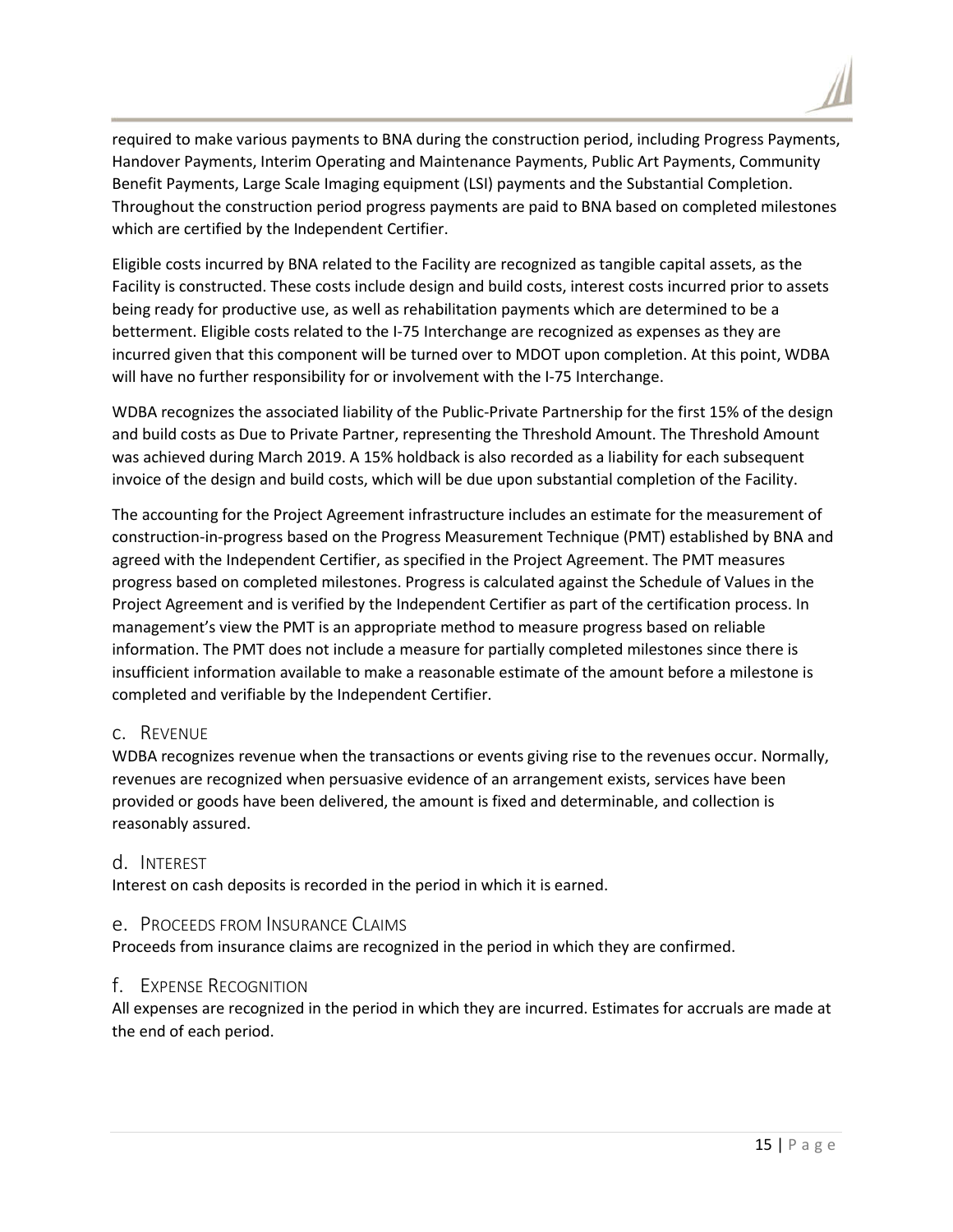required to make various payments to BNA during the construction period, including Progress Payments, Handover Payments, Interim Operating and Maintenance Payments, Public Art Payments, Community Benefit Payments, Large Scale Imaging equipment (LSI) payments and the Substantial Completion. Throughout the construction period progress payments are paid to BNA based on completed milestones which are certified by the Independent Certifier.

Eligible costs incurred by BNA related to the Facility are recognized as tangible capital assets, as the Facility is constructed. These costs include design and build costs, interest costs incurred prior to assets being ready for productive use, as well as rehabilitation payments which are determined to be a betterment. Eligible costs related to the I-75 Interchange are recognized as expenses as they are incurred given that this component will be turned over to MDOT upon completion. At this point, WDBA will have no further responsibility for or involvement with the I-75 Interchange.

WDBA recognizes the associated liability of the Public-Private Partnership for the first 15% of the design and build costs as Due to Private Partner, representing the Threshold Amount. The Threshold Amount was achieved during March 2019. A 15% holdback is also recorded as a liability for each subsequent invoice of the design and build costs, which will be due upon substantial completion of the Facility.

The accounting for the Project Agreement infrastructure includes an estimate for the measurement of construction-in-progress based on the Progress Measurement Technique (PMT) established by BNA and agreed with the Independent Certifier, as specified in the Project Agreement. The PMT measures progress based on completed milestones. Progress is calculated against the Schedule of Values in the Project Agreement and is verified by the Independent Certifier as part of the certification process. In management's view the PMT is an appropriate method to measure progress based on reliable information. The PMT does not include a measure for partially completed milestones since there is insufficient information available to make a reasonable estimate of the amount before a milestone is completed and verifiable by the Independent Certifier.

### c. Revenue

WDBA recognizes revenue when the transactions or events giving rise to the revenues occur. Normally, revenues are recognized when persuasive evidence of an arrangement exists, services have been provided or goods have been delivered, the amount is fixed and determinable, and collection is reasonably assured.

### d. Interest

Interest on cash deposits is recorded in the period in which it is earned.

### e. Proceeds from Insurance Claims

Proceeds from insurance claims are recognized in the period in which they are confirmed.

### f. Expense Recognition

All expenses are recognized in the period in which they are incurred. Estimates for accruals are made at the end of each period.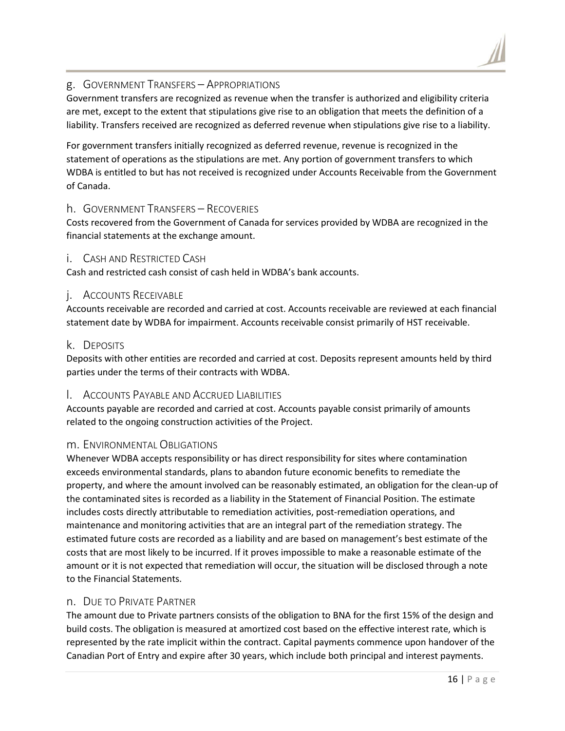### g. Government Transfers – Appropriations

Government transfers are recognized as revenue when the transfer is authorized and eligibility criteria are met, except to the extent that stipulations give rise to an obligation that meets the definition of a liability. Transfers received are recognized as deferred revenue when stipulations give rise to a liability.

For government transfers initially recognized as deferred revenue, revenue is recognized in the statement of operations as the stipulations are met. Any portion of government transfers to which WDBA is entitled to but has not received is recognized under Accounts Receivable from the Government of Canada.

### h. Government Transfers – Recoveries

Costs recovered from the Government of Canada for services provided by WDBA are recognized in the financial statements at the exchange amount.

### i. Cash and Restricted Cash

Cash and restricted cash consist of cash held in WDBA's bank accounts.

### j. Accounts Receivable

Accounts receivable are recorded and carried at cost. Accounts receivable are reviewed at each financial statement date by WDBA for impairment. Accounts receivable consist primarily of HST receivable.

### k. Deposits

Deposits with other entities are recorded and carried at cost. Deposits represent amounts held by third parties under the terms of their contracts with WDBA.

### l. Accounts Payable and Accrued Liabilities

Accounts payable are recorded and carried at cost. Accounts payable consist primarily of amounts related to the ongoing construction activities of the Project.

### m. Environmental Obligations

Whenever WDBA accepts responsibility or has direct responsibility for sites where contamination exceeds environmental standards, plans to abandon future economic benefits to remediate the property, and where the amount involved can be reasonably estimated, an obligation for the clean-up of the contaminated sites is recorded as a liability in the Statement of Financial Position. The estimate includes costs directly attributable to remediation activities, post-remediation operations, and maintenance and monitoring activities that are an integral part of the remediation strategy. The estimated future costs are recorded as a liability and are based on management's best estimate of the costs that are most likely to be incurred. If it proves impossible to make a reasonable estimate of the amount or it is not expected that remediation will occur, the situation will be disclosed through a note to the Financial Statements.

### n. Due to Private Partner

The amount due to Private partners consists of the obligation to BNA for the first 15% of the design and build costs. The obligation is measured at amortized cost based on the effective interest rate, which is represented by the rate implicit within the contract. Capital payments commence upon handover of the Canadian Port of Entry and expire after 30 years, which include both principal and interest payments.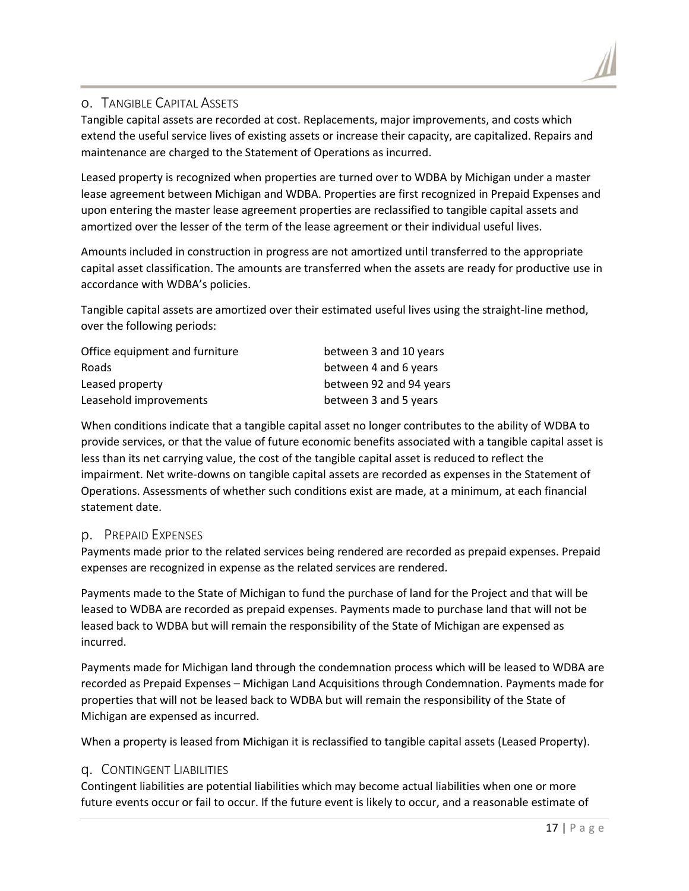## o. Tangible Capital Assets

Tangible capital assets are recorded at cost. Replacements, major improvements, and costs which extend the useful service lives of existing assets or increase their capacity, are capitalized. Repairs and maintenance are charged to the Statement of Operations as incurred.

Leased property is recognized when properties are turned over to WDBA by Michigan under a master lease agreement between Michigan and WDBA. Properties are first recognized in Prepaid Expenses and upon entering the master lease agreement properties are reclassified to tangible capital assets and amortized over the lesser of the term of the lease agreement or their individual useful lives.

Amounts included in construction in progress are not amortized until transferred to the appropriate capital asset classification. The amounts are transferred when the assets are ready for productive use in accordance with WDBA's policies.

Tangible capital assets are amortized over their estimated useful lives using the straight-line method, over the following periods:

| | |
|---|---|
| Office equipment and furniture | between 3 and 10 years |
| Roads | between 4 and 6 years |
| Leased property | between 92 and 94 years |
| Leasehold improvements | between 3 and 5 years |

When conditions indicate that a tangible capital asset no longer contributes to the ability of WDBA to provide services, or that the value of future economic benefits associated with a tangible capital asset is less than its net carrying value, the cost of the tangible capital asset is reduced to reflect the impairment. Net write-downs on tangible capital assets are recorded as expenses in the Statement of Operations. Assessments of whether such conditions exist are made, at a minimum, at each financial statement date.

## p. Prepaid Expenses

Payments made prior to the related services being rendered are recorded as prepaid expenses. Prepaid expenses are recognized in expense as the related services are rendered.

Payments made to the State of Michigan to fund the purchase of land for the Project and that will be leased to WDBA are recorded as prepaid expenses. Payments made to purchase land that will not be leased back to WDBA but will remain the responsibility of the State of Michigan are expensed as incurred.

Payments made for Michigan land through the condemnation process which will be leased to WDBA are recorded as Prepaid Expenses – Michigan Land Acquisitions through Condemnation. Payments made for properties that will not be leased back to WDBA but will remain the responsibility of the State of Michigan are expensed as incurred.

When a property is leased from Michigan it is reclassified to tangible capital assets (Leased Property).

## q. Contingent Liabilities

Contingent liabilities are potential liabilities which may become actual liabilities when one or more future events occur or fail to occur. If the future event is likely to occur, and a reasonable estimate of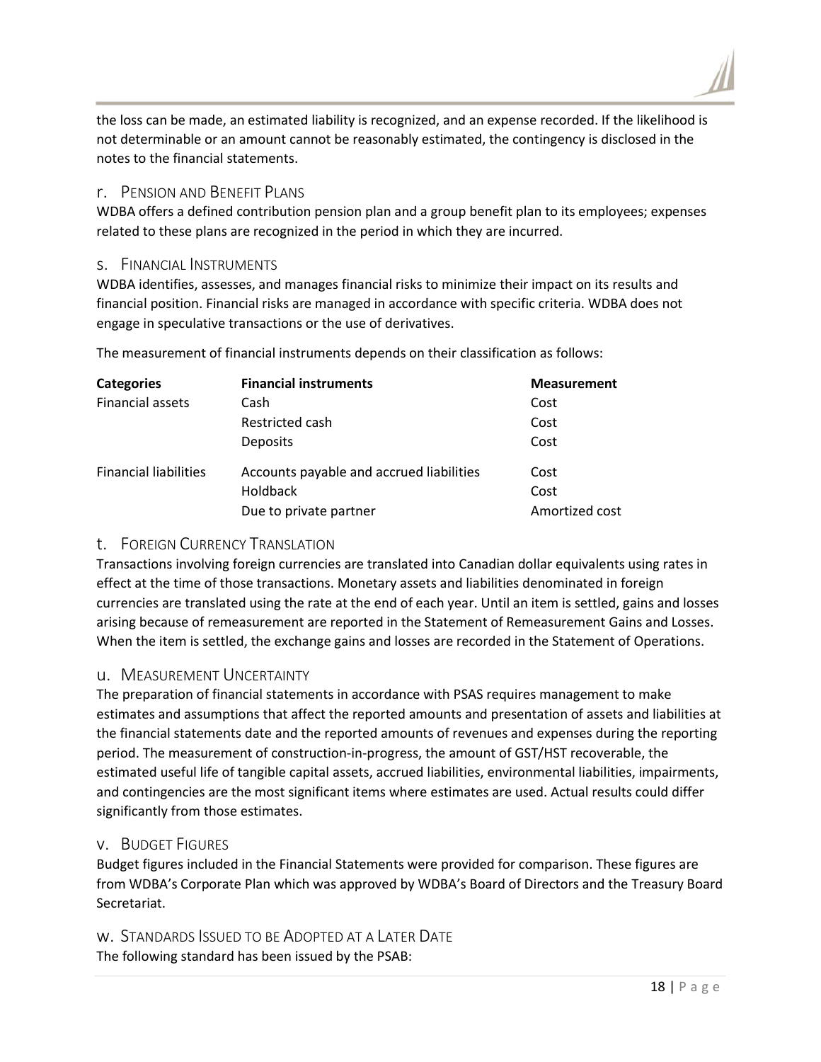the loss can be made, an estimated liability is recognized, and an expense recorded. If the likelihood is not determinable or an amount cannot be reasonably estimated, the contingency is disclosed in the notes to the financial statements.

### r. Pension and Benefit Plans

WDBA offers a defined contribution pension plan and a group benefit plan to its employees; expenses related to these plans are recognized in the period in which they are incurred.

### s. Financial Instruments

WDBA identifies, assesses, and manages financial risks to minimize their impact on its results and financial position. Financial risks are managed in accordance with specific criteria. WDBA does not engage in speculative transactions or the use of derivatives.

The measurement of financial instruments depends on their classification as follows:

| **Categories** | **Financial instruments** | **Measurement** |
|---|---|---|
| Financial assets | Cash | Cost |
| | Restricted cash | Cost |
| | Deposits | Cost |
| Financial liabilities | Accounts payable and accrued liabilities | Cost |
| | Holdback | Cost |
| | Due to private partner | Amortized cost |

### t. Foreign Currency Translation

Transactions involving foreign currencies are translated into Canadian dollar equivalents using rates in effect at the time of those transactions. Monetary assets and liabilities denominated in foreign currencies are translated using the rate at the end of each year. Until an item is settled, gains and losses arising because of remeasurement are reported in the Statement of Remeasurement Gains and Losses. When the item is settled, the exchange gains and losses are recorded in the Statement of Operations.

### u. Measurement Uncertainty

The preparation of financial statements in accordance with PSAS requires management to make estimates and assumptions that affect the reported amounts and presentation of assets and liabilities at the financial statements date and the reported amounts of revenues and expenses during the reporting period. The measurement of construction-in-progress, the amount of GST/HST recoverable, the estimated useful life of tangible capital assets, accrued liabilities, environmental liabilities, impairments, and contingencies are the most significant items where estimates are used. Actual results could differ significantly from those estimates.

### v. Budget Figures

Budget figures included in the Financial Statements were provided for comparison. These figures are from WDBA's Corporate Plan which was approved by WDBA's Board of Directors and the Treasury Board Secretariat.

### w. Standards Issued to be Adopted at a Later Date

The following standard has been issued by the PSAB: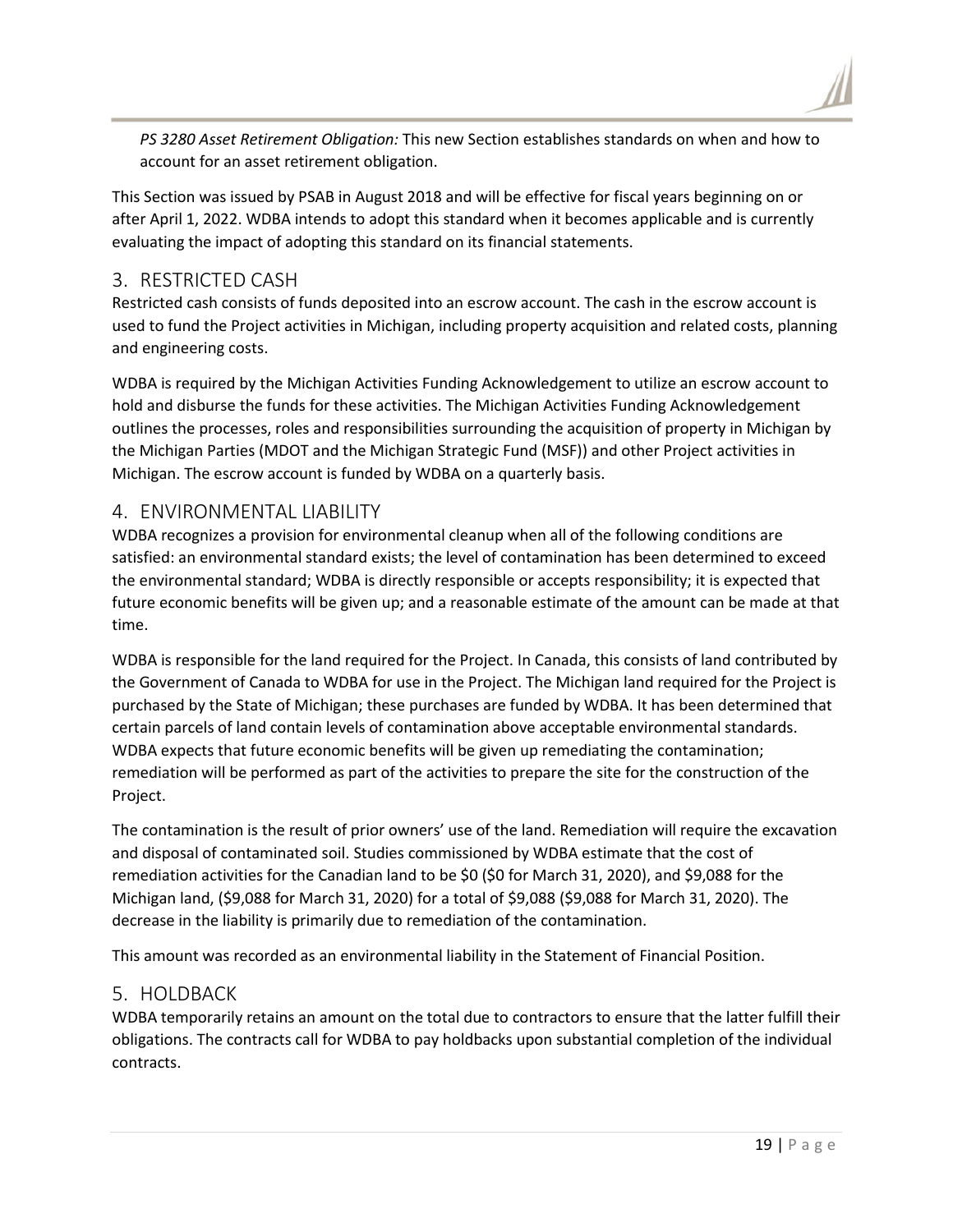*PS 3280 Asset Retirement Obligation:* This new Section establishes standards on when and how to account for an asset retirement obligation.

This Section was issued by PSAB in August 2018 and will be effective for fiscal years beginning on or after April 1, 2022. WDBA intends to adopt this standard when it becomes applicable and is currently evaluating the impact of adopting this standard on its financial statements.

## 3. RESTRICTED CASH

Restricted cash consists of funds deposited into an escrow account. The cash in the escrow account is used to fund the Project activities in Michigan, including property acquisition and related costs, planning and engineering costs.

WDBA is required by the Michigan Activities Funding Acknowledgement to utilize an escrow account to hold and disburse the funds for these activities. The Michigan Activities Funding Acknowledgement outlines the processes, roles and responsibilities surrounding the acquisition of property in Michigan by the Michigan Parties (MDOT and the Michigan Strategic Fund (MSF)) and other Project activities in Michigan. The escrow account is funded by WDBA on a quarterly basis.

## 4. ENVIRONMENTAL LIABILITY

WDBA recognizes a provision for environmental cleanup when all of the following conditions are satisfied: an environmental standard exists; the level of contamination has been determined to exceed the environmental standard; WDBA is directly responsible or accepts responsibility; it is expected that future economic benefits will be given up; and a reasonable estimate of the amount can be made at that time.

WDBA is responsible for the land required for the Project. In Canada, this consists of land contributed by the Government of Canada to WDBA for use in the Project. The Michigan land required for the Project is purchased by the State of Michigan; these purchases are funded by WDBA. It has been determined that certain parcels of land contain levels of contamination above acceptable environmental standards. WDBA expects that future economic benefits will be given up remediating the contamination; remediation will be performed as part of the activities to prepare the site for the construction of the Project.

The contamination is the result of prior owners' use of the land. Remediation will require the excavation and disposal of contaminated soil. Studies commissioned by WDBA estimate that the cost of remediation activities for the Canadian land to be $0 ($0 for March 31, 2020), and $9,088 for the Michigan land, ($9,088 for March 31, 2020) for a total of $9,088 ($9,088 for March 31, 2020). The decrease in the liability is primarily due to remediation of the contamination.

This amount was recorded as an environmental liability in the Statement of Financial Position.

## 5. HOLDBACK

WDBA temporarily retains an amount on the total due to contractors to ensure that the latter fulfill their obligations. The contracts call for WDBA to pay holdbacks upon substantial completion of the individual contracts.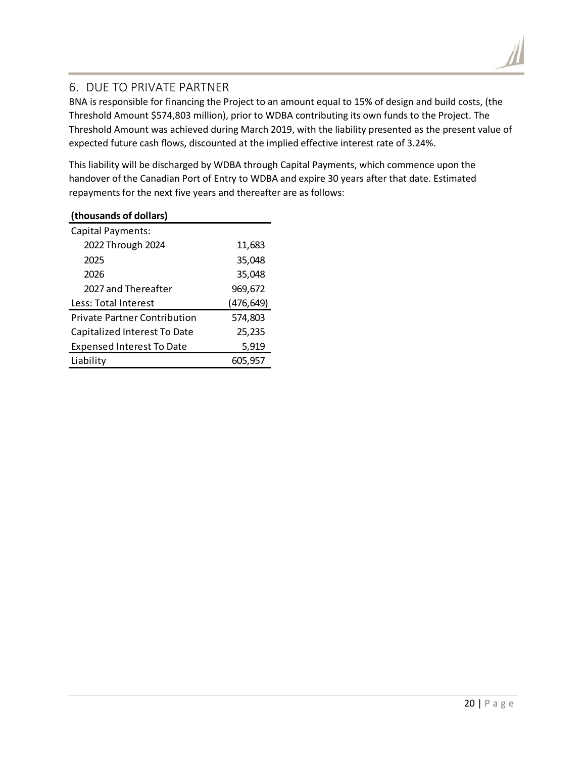## 6. DUE TO PRIVATE PARTNER

BNA is responsible for financing the Project to an amount equal to 15% of design and build costs, (the Threshold Amount $574,803 million), prior to WDBA contributing its own funds to the Project. The Threshold Amount was achieved during March 2019, with the liability presented as the present value of expected future cash flows, discounted at the implied effective interest rate of 3.24%.

This liability will be discharged by WDBA through Capital Payments, which commence upon the handover of the Canadian Port of Entry to WDBA and expire 30 years after that date. Estimated repayments for the next five years and thereafter are as follows:

| **(thousands of dollars)** | |
|---|---|
| Capital Payments: | |
| 2022 Through 2024 | 11,683 |
| 2025 | 35,048 |
| 2026 | 35,048 |
| 2027 and Thereafter | 969,672 |
| Less: Total Interest | (476,649) |
| Private Partner Contribution | 574,803 |
| Capitalized Interest To Date | 25,235 |
| Expensed Interest To Date | 5,919 |
| Liability | 605,957 |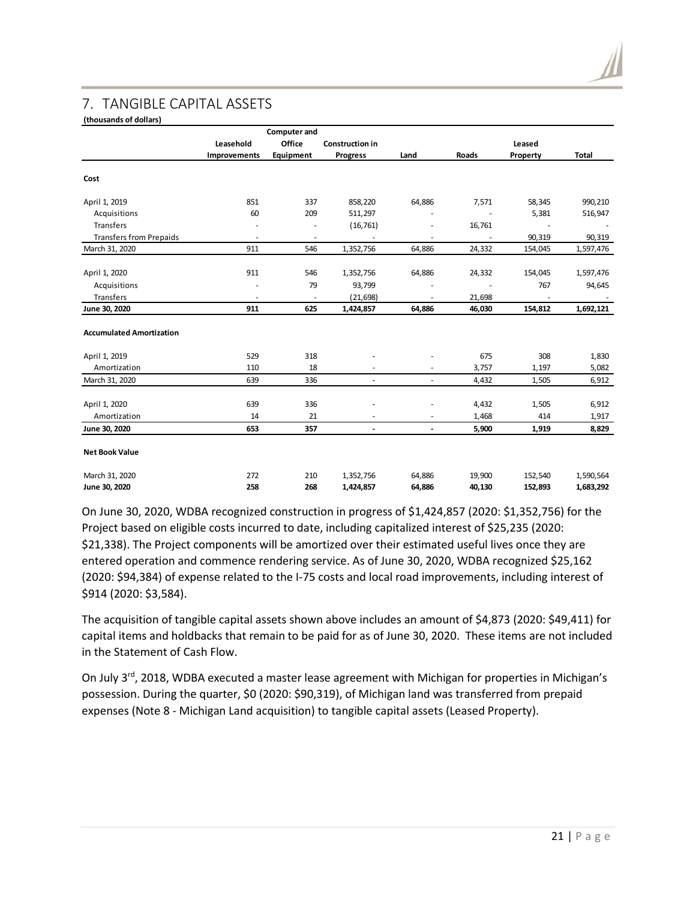## 7. TANGIBLE CAPITAL ASSETS

**(thousands of dollars)**

| | Leasehold Improvements | Computer and Office Equipment | Construction in Progress | Land | Roads | Leased Property | Total |
|---|---|---|---|---|---|---|---|
| **Cost** | | | | | | | |
| April 1, 2019 | 851 | 337 | 858,220 | 64,886 | 7,571 | 58,345 | 990,210 |
| Acquisitions | 60 | 209 | 511,297 | - | - | 5,381 | 516,947 |
| Transfers | - | - | (16,761) | - | 16,761 | - | - |
| Transfers from Prepaids | - | - | - | - | - | 90,319 | 90,319 |
| March 31, 2020 | 911 | 546 | 1,352,756 | 64,886 | 24,332 | 154,045 | 1,597,476 |
| April 1, 2020 | 911 | 546 | 1,352,756 | 64,886 | 24,332 | 154,045 | 1,597,476 |
| Acquisitions | - | 79 | 93,799 | - | - | 767 | 94,645 |
| Transfers | - | - | (21,698) | - | 21,698 | - | - |
| **June 30, 2020** | **911** | **625** | **1,424,857** | **64,886** | **46,030** | **154,812** | **1,692,121** |
| **Accumulated Amortization** | | | | | | | |
| April 1, 2019 | 529 | 318 | - | - | 675 | 308 | 1,830 |
| Amortization | 110 | 18 | - | - | 3,757 | 1,197 | 5,082 |
| March 31, 2020 | 639 | 336 | - | - | 4,432 | 1,505 | 6,912 |
| April 1, 2020 | 639 | 336 | - | - | 4,432 | 1,505 | 6,912 |
| Amortization | 14 | 21 | - | - | 1,468 | 414 | 1,917 |
| **June 30, 2020** | **653** | **357** | **-** | **-** | **5,900** | **1,919** | **8,829** |
| **Net Book Value** | | | | | | | |
| March 31, 2020 | 272 | 210 | 1,352,756 | 64,886 | 19,900 | 152,540 | 1,590,564 |
| **June 30, 2020** | **258** | **268** | **1,424,857** | **64,886** | **40,130** | **152,893** | **1,683,292** |

On June 30, 2020, WDBA recognized construction in progress of $1,424,857 (2020: $1,352,756) for the Project based on eligible costs incurred to date, including capitalized interest of $25,235 (2020: $21,338). The Project components will be amortized over their estimated useful lives once they are entered operation and commence rendering service. As of June 30, 2020, WDBA recognized $25,162 (2020: $94,384) of expense related to the I-75 costs and local road improvements, including interest of $914 (2020: $3,584).

The acquisition of tangible capital assets shown above includes an amount of $4,873 (2020: $49,411) for capital items and holdbacks that remain to be paid for as of June 30, 2020. These items are not included in the Statement of Cash Flow.

On July 3rd, 2018, WDBA executed a master lease agreement with Michigan for properties in Michigan's possession. During the quarter, $0 (2020: $90,319), of Michigan land was transferred from prepaid expenses (Note 8 - Michigan Land acquisition) to tangible capital assets (Leased Property).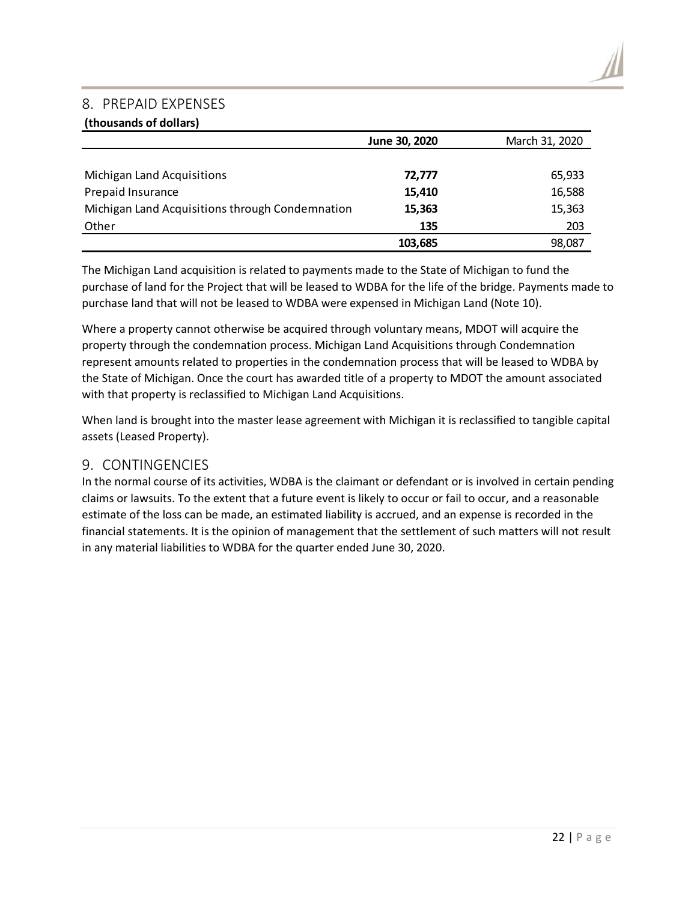## 8. PREPAID EXPENSES

**(thousands of dollars)**

| | June 30, 2020 | March 31, 2020 |
|---|---|---|
| Michigan Land Acquisitions | **72,777** | 65,933 |
| Prepaid Insurance | **15,410** | 16,588 |
| Michigan Land Acquisitions through Condemnation | **15,363** | 15,363 |
| Other | **135** | 203 |
| | **103,685** | 98,087 |

The Michigan Land acquisition is related to payments made to the State of Michigan to fund the purchase of land for the Project that will be leased to WDBA for the life of the bridge. Payments made to purchase land that will not be leased to WDBA were expensed in Michigan Land (Note 10).

Where a property cannot otherwise be acquired through voluntary means, MDOT will acquire the property through the condemnation process. Michigan Land Acquisitions through Condemnation represent amounts related to properties in the condemnation process that will be leased to WDBA by the State of Michigan. Once the court has awarded title of a property to MDOT the amount associated with that property is reclassified to Michigan Land Acquisitions.

When land is brought into the master lease agreement with Michigan it is reclassified to tangible capital assets (Leased Property).

## 9. CONTINGENCIES

In the normal course of its activities, WDBA is the claimant or defendant or is involved in certain pending claims or lawsuits. To the extent that a future event is likely to occur or fail to occur, and a reasonable estimate of the loss can be made, an estimated liability is accrued, and an expense is recorded in the financial statements. It is the opinion of management that the settlement of such matters will not result in any material liabilities to WDBA for the quarter ended June 30, 2020.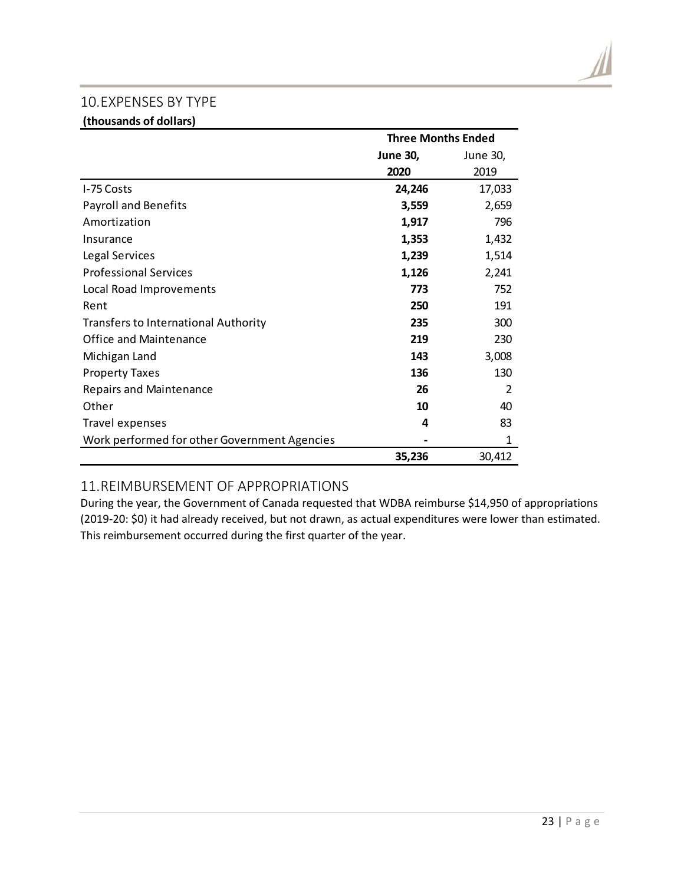## 10. EXPENSES BY TYPE

**(thousands of dollars)**

| | Three Months Ended | |
|---|---|---|
| | **June 30, 2020** | June 30, 2019 |
| I-75 Costs | **24,246** | 17,033 |
| Payroll and Benefits | **3,559** | 2,659 |
| Amortization | **1,917** | 796 |
| Insurance | **1,353** | 1,432 |
| Legal Services | **1,239** | 1,514 |
| Professional Services | **1,126** | 2,241 |
| Local Road Improvements | **773** | 752 |
| Rent | **250** | 191 |
| Transfers to International Authority | **235** | 300 |
| Office and Maintenance | **219** | 230 |
| Michigan Land | **143** | 3,008 |
| Property Taxes | **136** | 130 |
| Repairs and Maintenance | **26** | 2 |
| Other | **10** | 40 |
| Travel expenses | **4** | 83 |
| Work performed for other Government Agencies | **-** | 1 |
| | **35,236** | 30,412 |

## 11. REIMBURSEMENT OF APPROPRIATIONS

During the year, the Government of Canada requested that WDBA reimburse $14,950 of appropriations (2019-20: $0) it had already received, but not drawn, as actual expenditures were lower than estimated. This reimbursement occurred during the first quarter of the year.